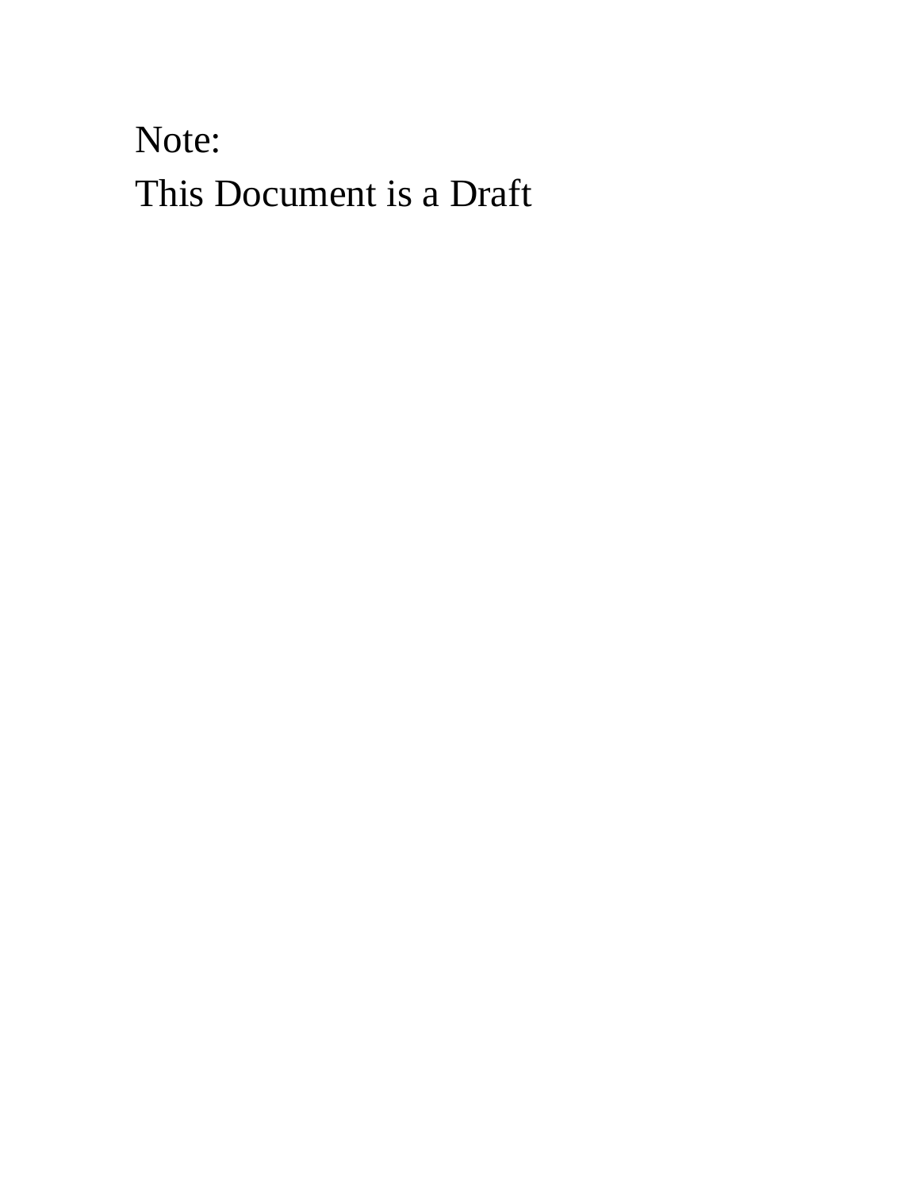Note:

This Document is a Draft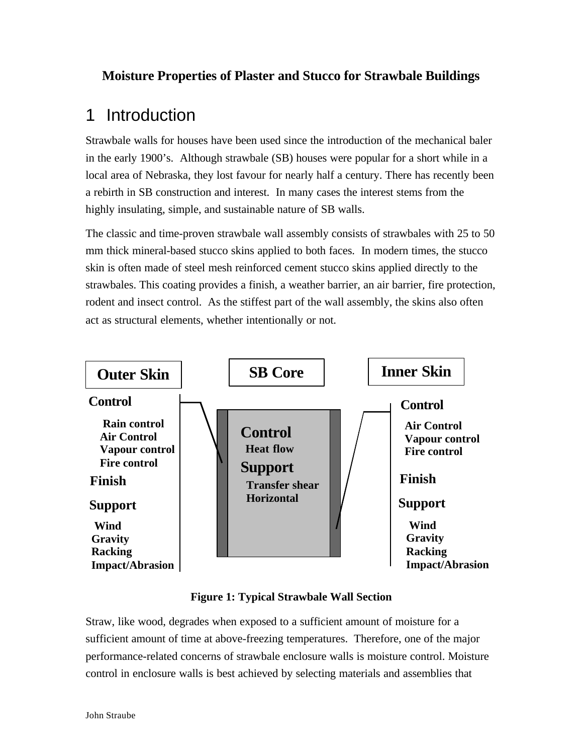**Moisture Properties of Plaster and Stucco for Strawbale Buildings**

# 1 Introduction

Strawbale walls for houses have been used since the introduction of the mechanical baler in the early 1900's. Although strawbale (SB) houses were popular for a short while in a local area of Nebraska, they lost favour for nearly half a century. There has recently been a rebirth in SB construction and interest. In many cases the interest stems from the highly insulating, simple, and sustainable nature of SB walls.

The classic and time-proven strawbale wall assembly consists of strawbales with 25 to 50 mm thick mineral-based stucco skins applied to both faces. In modern times, the stucco skin is often made of steel mesh reinforced cement stucco skins applied directly to the strawbales. This coating provides a finish, a weather barrier, an air barrier, fire protection, rodent and insect control. As the stiffest part of the wall assembly, the skins also often act as structural elements, whether intentionally or not.

**Outer Skin**

**Control**
- Rain control
- Air Control
- Vapour control
- Fire control

**Finish**

**Support**
- Wind
- Gravity
- Racking
- Impact/Abrasion

**SB Core**

**Control**
- Heat flow

**Support**
- Transfer shear
- Horizontal

**Inner Skin**

**Control**
- Air Control
- Vapour control
- Fire control

**Finish**

**Support**
- Wind
- Gravity
- Racking
- Impact/Abrasion

**Figure 1: Typical Strawbale Wall Section**

Straw, like wood, degrades when exposed to a sufficient amount of moisture for a sufficient amount of time at above-freezing temperatures. Therefore, one of the major performance-related concerns of strawbale enclosure walls is moisture control. Moisture control in enclosure walls is best achieved by selecting materials and assemblies that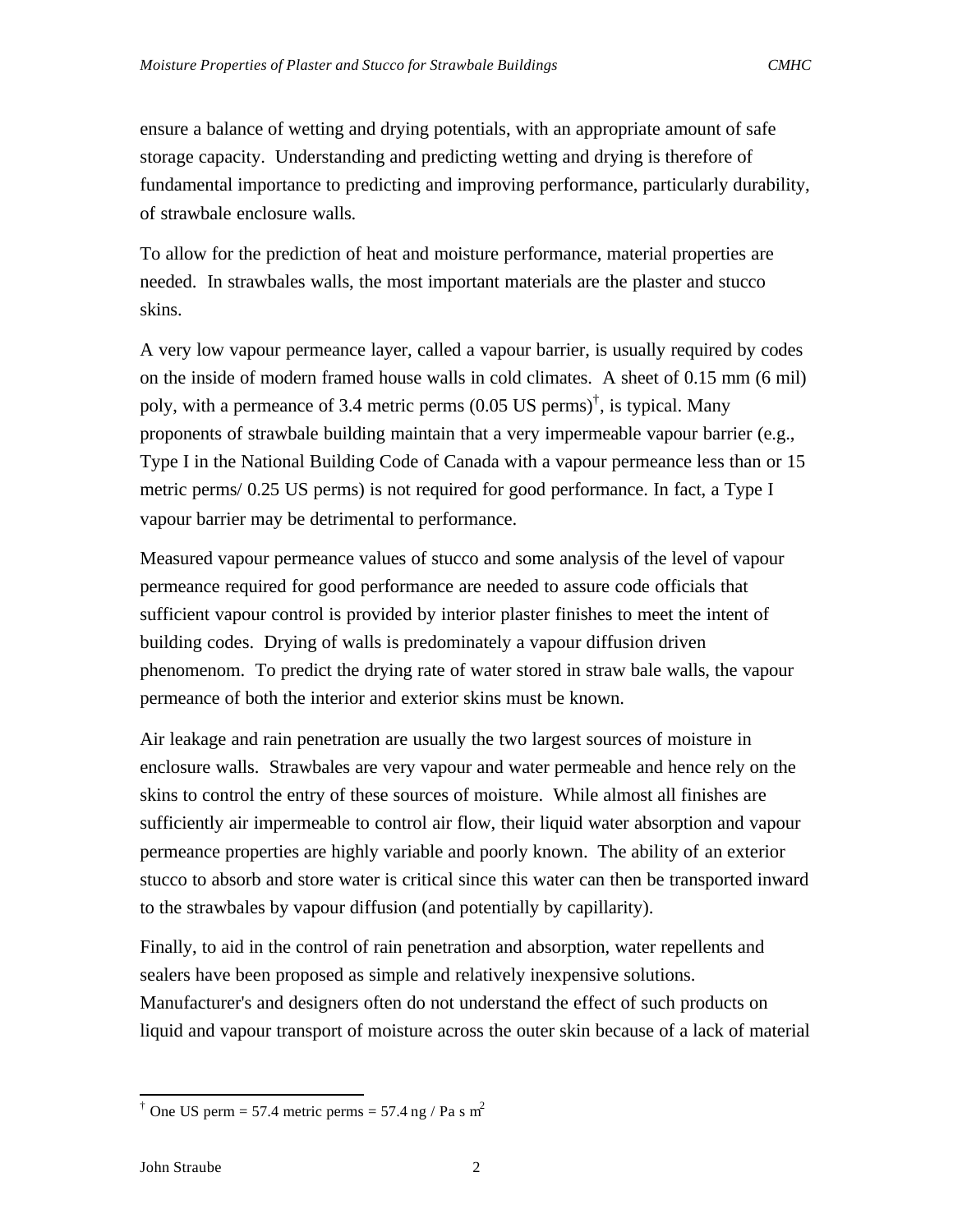ensure a balance of wetting and drying potentials, with an appropriate amount of safe storage capacity. Understanding and predicting wetting and drying is therefore of fundamental importance to predicting and improving performance, particularly durability, of strawbale enclosure walls.

To allow for the prediction of heat and moisture performance, material properties are needed. In strawbales walls, the most important materials are the plaster and stucco skins.

A very low vapour permeance layer, called a vapour barrier, is usually required by codes on the inside of modern framed house walls in cold climates. A sheet of 0.15 mm (6 mil) poly, with a permeance of 3.4 metric perms (0.05 US perms)[†], is typical. Many proponents of strawbale building maintain that a very impermeable vapour barrier (e.g., Type I in the National Building Code of Canada with a vapour permeance less than or 15 metric perms/ 0.25 US perms) is not required for good performance. In fact, a Type I vapour barrier may be detrimental to performance.

Measured vapour permeance values of stucco and some analysis of the level of vapour permeance required for good performance are needed to assure code officials that sufficient vapour control is provided by interior plaster finishes to meet the intent of building codes. Drying of walls is predominately a vapour diffusion driven phenomenom. To predict the drying rate of water stored in straw bale walls, the vapour permeance of both the interior and exterior skins must be known.

Air leakage and rain penetration are usually the two largest sources of moisture in enclosure walls. Strawbales are very vapour and water permeable and hence rely on the skins to control the entry of these sources of moisture. While almost all finishes are sufficiently air impermeable to control air flow, their liquid water absorption and vapour permeance properties are highly variable and poorly known. The ability of an exterior stucco to absorb and store water is critical since this water can then be transported inward to the strawbales by vapour diffusion (and potentially by capillarity).

Finally, to aid in the control of rain penetration and absorption, water repellents and sealers have been proposed as simple and relatively inexpensive solutions. Manufacturer's and designers often do not understand the effect of such products on liquid and vapour transport of moisture across the outer skin because of a lack of material

---

[†] One US perm = 57.4 metric perms = 57.4 ng / Pa s $m^2$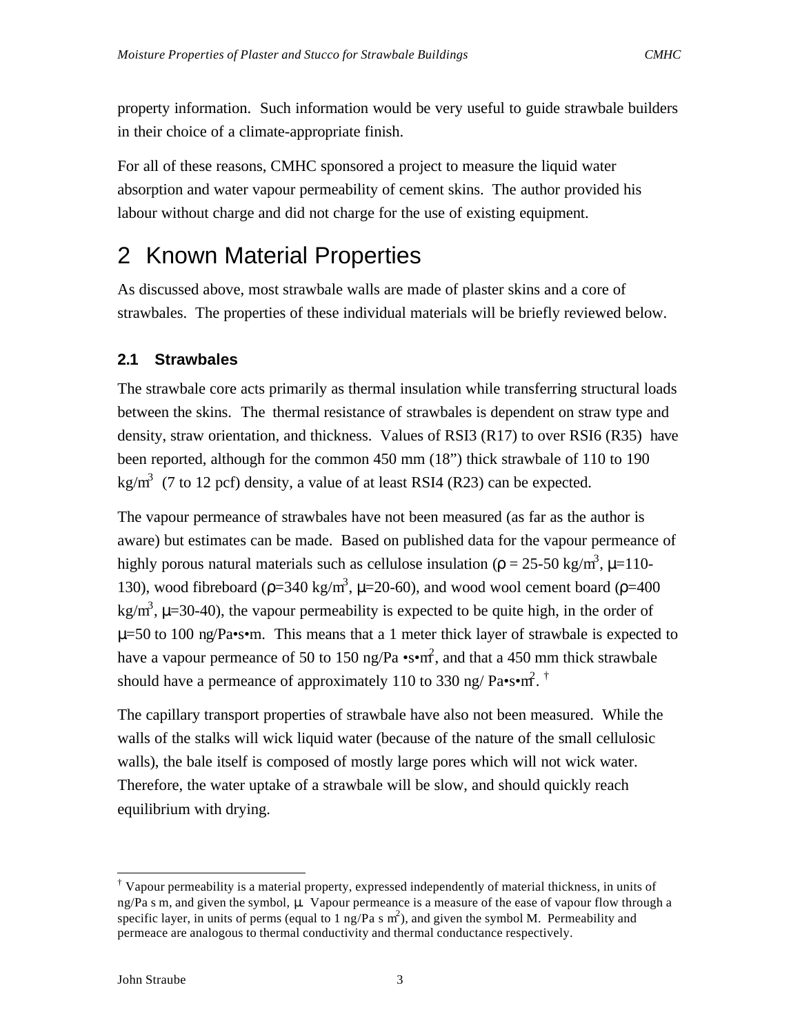property information.  Such information would be very useful to guide strawbale builders in their choice of a climate-appropriate finish.

For all of these reasons, CMHC sponsored a project to measure the liquid water absorption and water vapour permeability of cement skins.  The author provided his labour without charge and did not charge for the use of existing equipment.

# 2 Known Material Properties

As discussed above, most strawbale walls are made of plaster skins and a core of strawbales.  The properties of these individual materials will be briefly reviewed below.

## 2.1 Strawbales

The strawbale core acts primarily as thermal insulation while transferring structural loads between the skins.  The  thermal resistance of strawbales is dependent on straw type and density, straw orientation, and thickness.  Values of RSI3 (R17) to over RSI6 (R35)  have been reported, although for the common 450 mm (18") thick strawbale of 110 to 190 $kg/m^3$  (7 to 12 pcf) density, a value of at least RSI4 (R23) can be expected.

The vapour permeance of strawbales have not been measured (as far as the author is aware) but estimates can be made.  Based on published data for the vapour permeance of highly porous natural materials such as cellulose insulation ($\rho$ = 25-50 $kg/m^3$, $\mu$=110-130), wood fibreboard ($\rho$=340 $kg/m^3$, $\mu$=20-60), and wood wool cement board ($\rho$=400 $kg/m^3$, $\mu$=30-40), the vapour permeability is expected to be quite high, in the order of $\mu$=50 to 100 ng/Pa•s•m.  This means that a 1 meter thick layer of strawbale is expected to have a vapour permeance of 50 to 150 ng/Pa •s•$m^2$, and that a 450 mm thick strawbale should have a permeance of approximately 110 to 330 ng/ Pa•s•$m^2$. [†]

The capillary transport properties of strawbale have also not been measured.  While the walls of the stalks will wick liquid water (because of the nature of the small cellulosic walls), the bale itself is composed of mostly large pores which will not wick water. Therefore, the water uptake of a strawbale will be slow, and should quickly reach equilibrium with drying.

---

[†] Vapour permeability is a material property, expressed independently of material thickness, in units of ng/Pa s m, and given the symbol, $\mu$.  Vapour permeance is a measure of the ease of vapour flow through a specific layer, in units of perms (equal to 1 ng/Pa s $m^2$), and given the symbol M.  Permeability and permeace are analogous to thermal conductivity and thermal conductance respectively.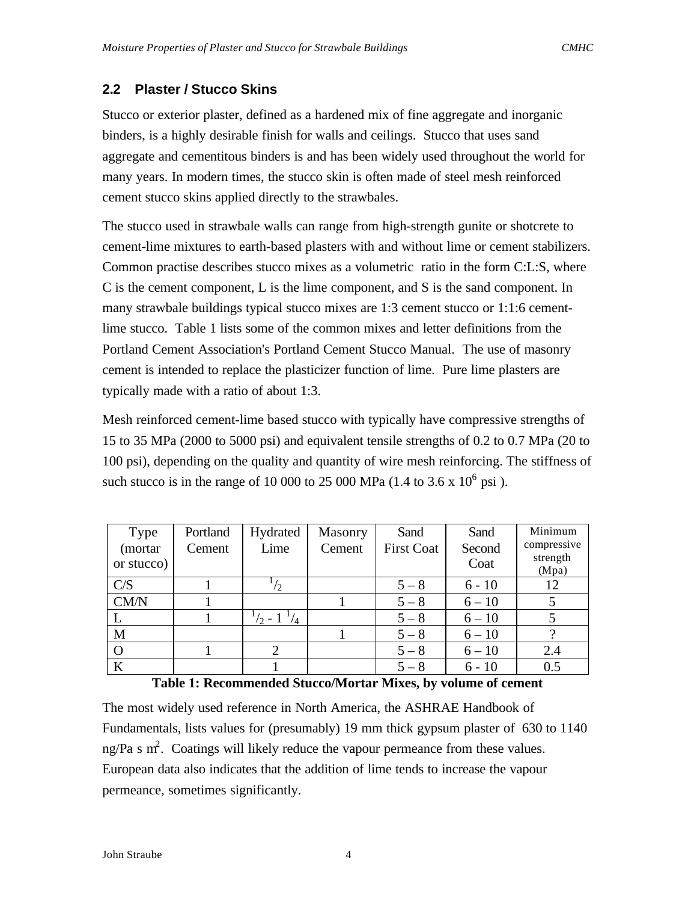## 2.2 Plaster / Stucco Skins

Stucco or exterior plaster, defined as a hardened mix of fine aggregate and inorganic binders, is a highly desirable finish for walls and ceilings. Stucco that uses sand aggregate and cementitous binders is and has been widely used throughout the world for many years. In modern times, the stucco skin is often made of steel mesh reinforced cement stucco skins applied directly to the strawbales.

The stucco used in strawbale walls can range from high-strength gunite or shotcrete to cement-lime mixtures to earth-based plasters with and without lime or cement stabilizers. Common practise describes stucco mixes as a volumetric ratio in the form C:L:S, where C is the cement component, L is the lime component, and S is the sand component. In many strawbale buildings typical stucco mixes are 1:3 cement stucco or 1:1:6 cement-lime stucco. Table 1 lists some of the common mixes and letter definitions from the Portland Cement Association's Portland Cement Stucco Manual. The use of masonry cement is intended to replace the plasticizer function of lime. Pure lime plasters are typically made with a ratio of about 1:3.

Mesh reinforced cement-lime based stucco with typically have compressive strengths of 15 to 35 MPa (2000 to 5000 psi) and equivalent tensile strengths of 0.2 to 0.7 MPa (20 to 100 psi), depending on the quality and quantity of wire mesh reinforcing. The stiffness of such stucco is in the range of 10 000 to 25 000 MPa (1.4 to 3.6 x $10^6$ psi ).

| Type (mortar or stucco) | Portland Cement | Hydrated Lime | Masonry Cement | Sand First Coat | Sand Second Coat | Minimum compressive strength (Mpa) |
|---|---|---|---|---|---|---|
| C/S | 1 | $^1/_2$ | | 5 – 8 | 6 - 10 | 12 |
| CM/N | 1 | | 1 | 5 – 8 | 6 – 10 | 5 |
| L | 1 | $^1/_2$ - 1 $^1/_4$ | | 5 – 8 | 6 – 10 | 5 |
| M | | | 1 | 5 – 8 | 6 – 10 | ? |
| O | 1 | 2 | | 5 – 8 | 6 – 10 | 2.4 |
| K | | 1 | | 5 – 8 | 6 - 10 | 0.5 |

**Table 1: Recommended Stucco/Mortar Mixes, by volume of cement**

The most widely used reference in North America, the ASHRAE Handbook of Fundamentals, lists values for (presumably) 19 mm thick gypsum plaster of 630 to 1140 ng/Pa s $m^2$. Coatings will likely reduce the vapour permeance from these values. European data also indicates that the addition of lime tends to increase the vapour permeance, sometimes significantly.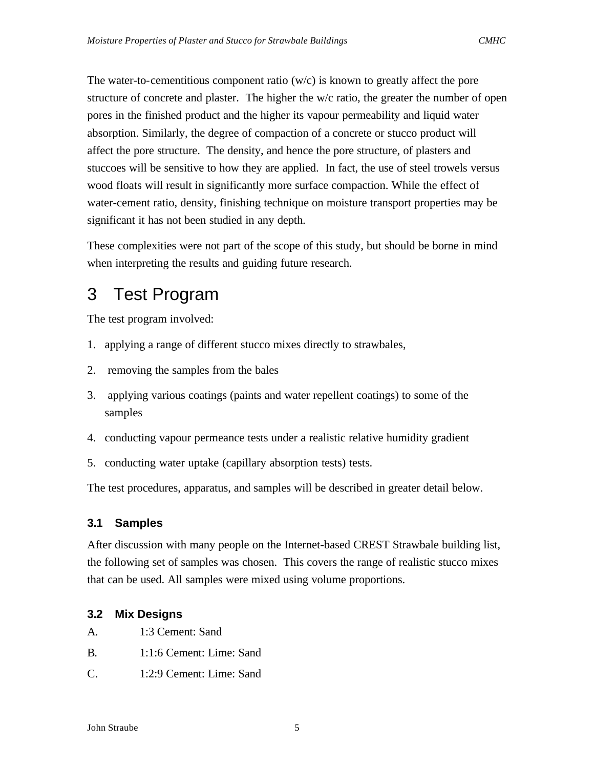The water-to-cementitious component ratio (w/c) is known to greatly affect the pore structure of concrete and plaster. The higher the w/c ratio, the greater the number of open pores in the finished product and the higher its vapour permeability and liquid water absorption. Similarly, the degree of compaction of a concrete or stucco product will affect the pore structure. The density, and hence the pore structure, of plasters and stuccoes will be sensitive to how they are applied. In fact, the use of steel trowels versus wood floats will result in significantly more surface compaction. While the effect of water-cement ratio, density, finishing technique on moisture transport properties may be significant it has not been studied in any depth.

These complexities were not part of the scope of this study, but should be borne in mind when interpreting the results and guiding future research.

# 3 Test Program

The test program involved:

1. applying a range of different stucco mixes directly to strawbales,
2. removing the samples from the bales
3. applying various coatings (paints and water repellent coatings) to some of the samples
4. conducting vapour permeance tests under a realistic relative humidity gradient
5. conducting water uptake (capillary absorption tests) tests.

The test procedures, apparatus, and samples will be described in greater detail below.

## 3.1 Samples

After discussion with many people on the Internet-based CREST Strawbale building list, the following set of samples was chosen. This covers the range of realistic stucco mixes that can be used. All samples were mixed using volume proportions.

## 3.2 Mix Designs

A. 1:3 Cement: Sand

B. 1:1:6 Cement: Lime: Sand

C. 1:2:9 Cement: Lime: Sand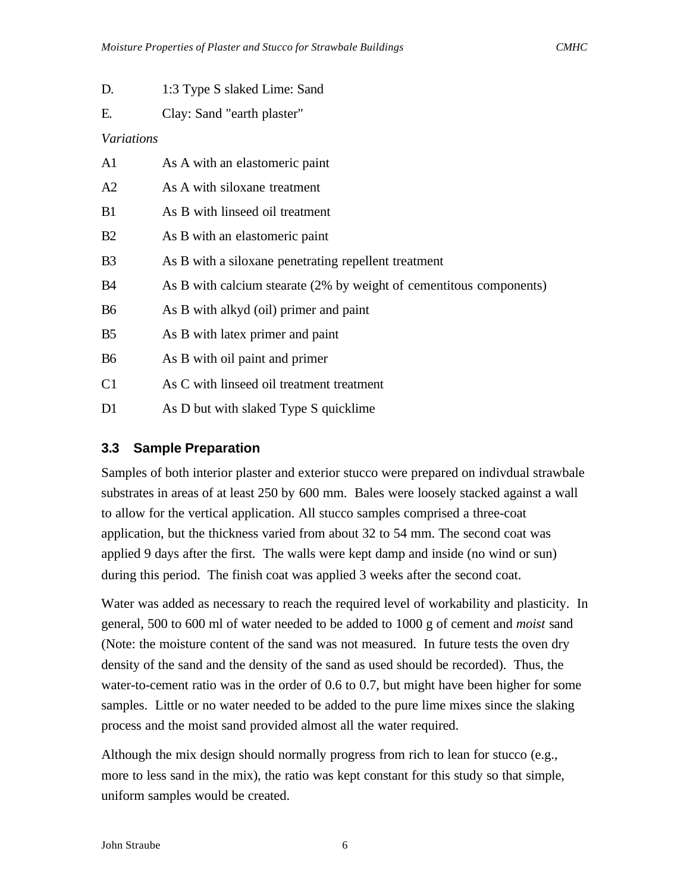D. 1:3 Type S slaked Lime: Sand

E. Clay: Sand "earth plaster"

*Variations*

A1 As A with an elastomeric paint

A2 As A with siloxane treatment

B1 As B with linseed oil treatment

B2 As B with an elastomeric paint

B3 As B with a siloxane penetrating repellent treatment

B4 As B with calcium stearate (2% by weight of cementitous components)

B6 As B with alkyd (oil) primer and paint

B5 As B with latex primer and paint

B6 As B with oil paint and primer

C1 As C with linseed oil treatment treatment

D1 As D but with slaked Type S quicklime

### 3.3 Sample Preparation

Samples of both interior plaster and exterior stucco were prepared on indivdual strawbale substrates in areas of at least 250 by 600 mm. Bales were loosely stacked against a wall to allow for the vertical application. All stucco samples comprised a three-coat application, but the thickness varied from about 32 to 54 mm. The second coat was applied 9 days after the first. The walls were kept damp and inside (no wind or sun) during this period. The finish coat was applied 3 weeks after the second coat.

Water was added as necessary to reach the required level of workability and plasticity. In general, 500 to 600 ml of water needed to be added to 1000 g of cement and *moist* sand (Note: the moisture content of the sand was not measured. In future tests the oven dry density of the sand and the density of the sand as used should be recorded). Thus, the water-to-cement ratio was in the order of 0.6 to 0.7, but might have been higher for some samples. Little or no water needed to be added to the pure lime mixes since the slaking process and the moist sand provided almost all the water required.

Although the mix design should normally progress from rich to lean for stucco (e.g., more to less sand in the mix), the ratio was kept constant for this study so that simple, uniform samples would be created.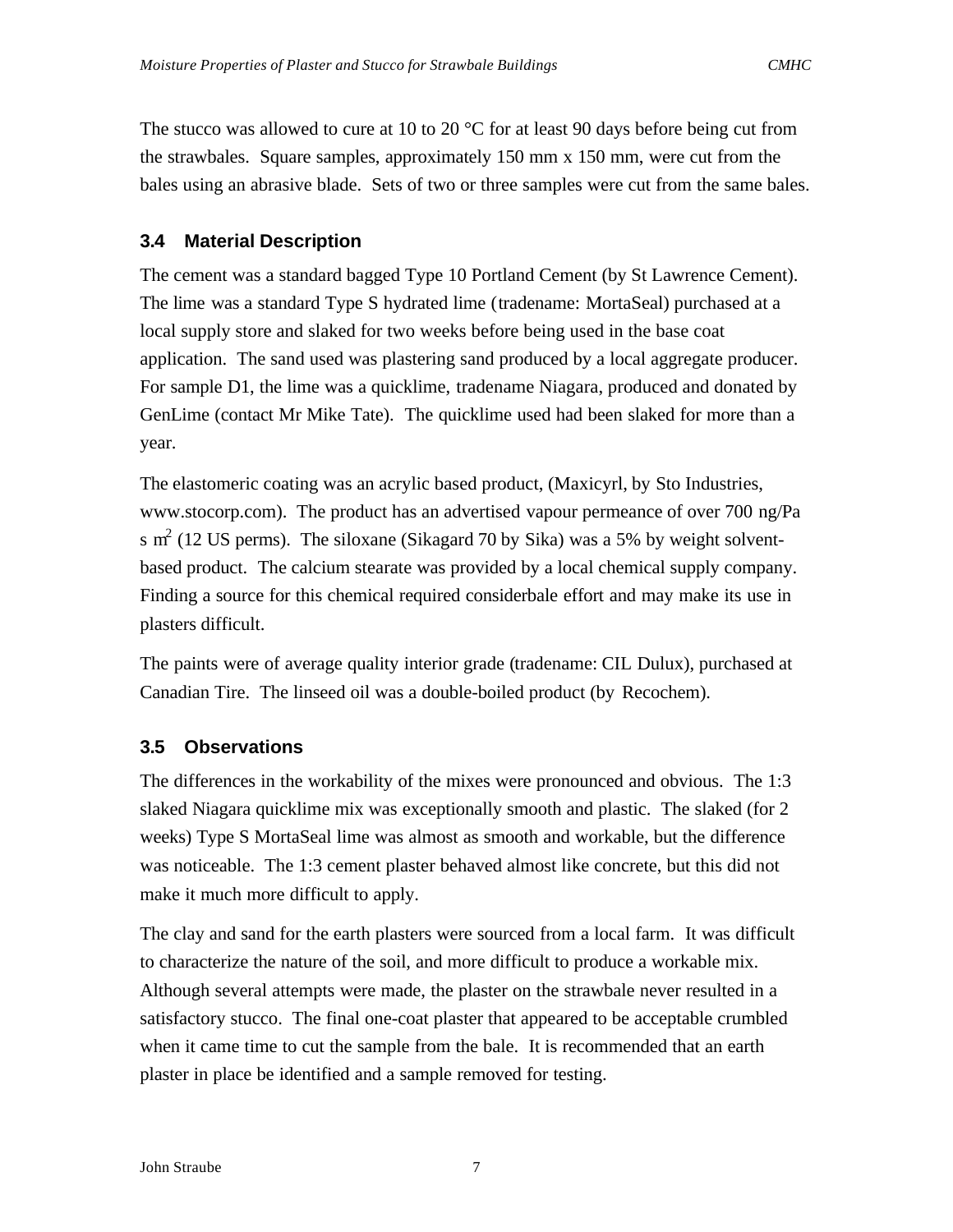The stucco was allowed to cure at 10 to 20 °C for at least 90 days before being cut from the strawbales. Square samples, approximately 150 mm x 150 mm, were cut from the bales using an abrasive blade. Sets of two or three samples were cut from the same bales.

### 3.4 Material Description

The cement was a standard bagged Type 10 Portland Cement (by St Lawrence Cement). The lime was a standard Type S hydrated lime (tradename: MortaSeal) purchased at a local supply store and slaked for two weeks before being used in the base coat application. The sand used was plastering sand produced by a local aggregate producer. For sample D1, the lime was a quicklime, tradename Niagara, produced and donated by GenLime (contact Mr Mike Tate). The quicklime used had been slaked for more than a year.

The elastomeric coating was an acrylic based product, (Maxicyrl, by Sto Industries, www.stocorp.com). The product has an advertised vapour permeance of over 700 ng/Pa s $m^2$ (12 US perms). The siloxane (Sikagard 70 by Sika) was a 5% by weight solvent-based product. The calcium stearate was provided by a local chemical supply company. Finding a source for this chemical required considerbale effort and may make its use in plasters difficult.

The paints were of average quality interior grade (tradename: CIL Dulux), purchased at Canadian Tire. The linseed oil was a double-boiled product (by Recochem).

### 3.5 Observations

The differences in the workability of the mixes were pronounced and obvious. The 1:3 slaked Niagara quicklime mix was exceptionally smooth and plastic. The slaked (for 2 weeks) Type S MortaSeal lime was almost as smooth and workable, but the difference was noticeable. The 1:3 cement plaster behaved almost like concrete, but this did not make it much more difficult to apply.

The clay and sand for the earth plasters were sourced from a local farm. It was difficult to characterize the nature of the soil, and more difficult to produce a workable mix. Although several attempts were made, the plaster on the strawbale never resulted in a satisfactory stucco. The final one-coat plaster that appeared to be acceptable crumbled when it came time to cut the sample from the bale. It is recommended that an earth plaster in place be identified and a sample removed for testing.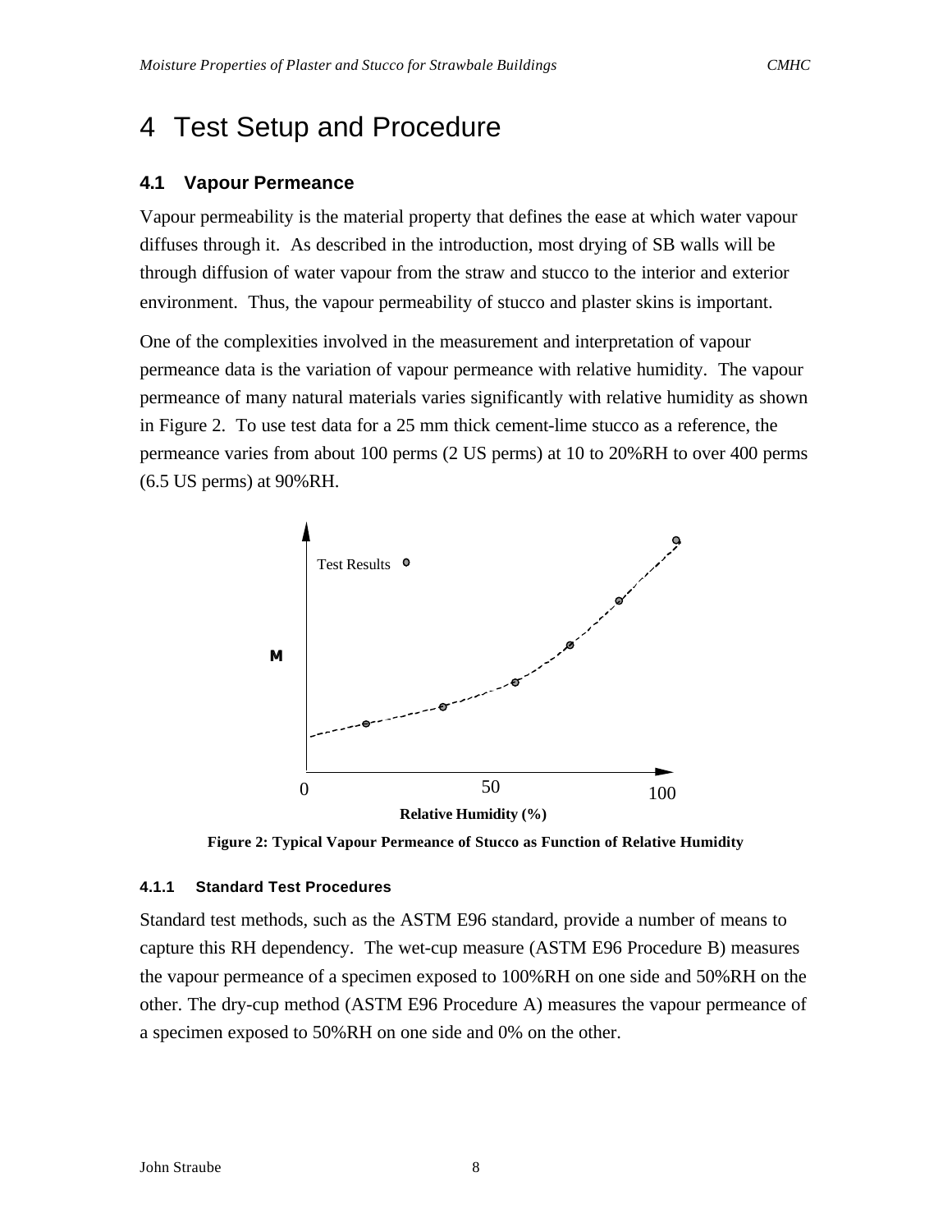# 4 Test Setup and Procedure

## 4.1 Vapour Permeance

Vapour permeability is the material property that defines the ease at which water vapour diffuses through it. As described in the introduction, most drying of SB walls will be through diffusion of water vapour from the straw and stucco to the interior and exterior environment. Thus, the vapour permeability of stucco and plaster skins is important.

One of the complexities involved in the measurement and interpretation of vapour permeance data is the variation of vapour permeance with relative humidity. The vapour permeance of many natural materials varies significantly with relative humidity as shown in Figure 2. To use test data for a 25 mm thick cement-lime stucco as a reference, the permeance varies from about 100 perms (2 US perms) at 10 to 20%RH to over 400 perms (6.5 US perms) at 90%RH.

**Figure 2: Typical Vapour Permeance of Stucco as Function of Relative Humidity**

### 4.1.1 Standard Test Procedures

Standard test methods, such as the ASTM E96 standard, provide a number of means to capture this RH dependency. The wet-cup measure (ASTM E96 Procedure B) measures the vapour permeance of a specimen exposed to 100%RH on one side and 50%RH on the other. The dry-cup method (ASTM E96 Procedure A) measures the vapour permeance of a specimen exposed to 50%RH on one side and 0% on the other.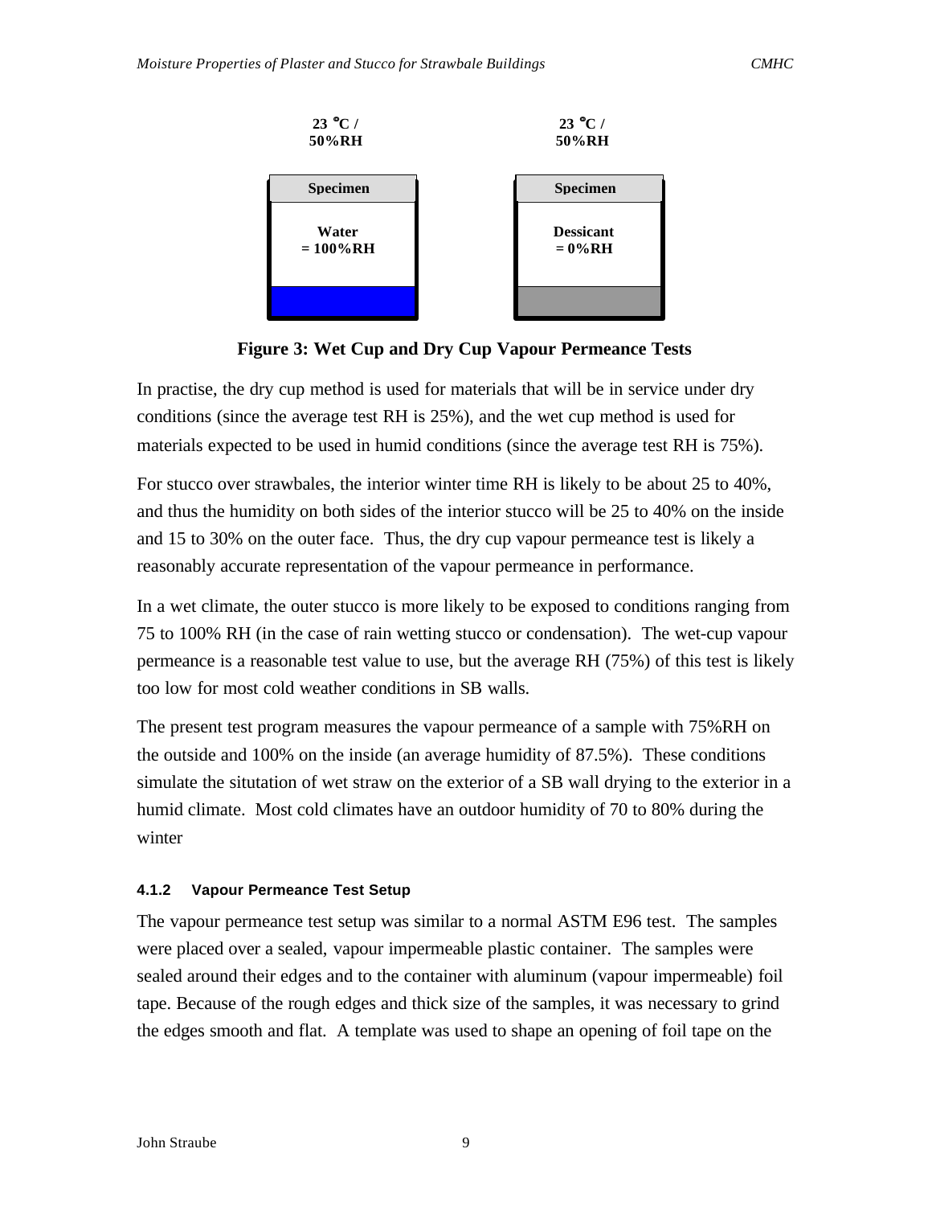23 °C / 50%RH | 23 °C / 50%RH

Specimen | Specimen

Water = 100%RH | Dessicant = 0%RH

**Figure 3: Wet Cup and Dry Cup Vapour Permeance Tests**

In practise, the dry cup method is used for materials that will be in service under dry conditions (since the average test RH is 25%), and the wet cup method is used for materials expected to be used in humid conditions (since the average test RH is 75%).

For stucco over strawbales, the interior winter time RH is likely to be about 25 to 40%, and thus the humidity on both sides of the interior stucco will be 25 to 40% on the inside and 15 to 30% on the outer face. Thus, the dry cup vapour permeance test is likely a reasonably accurate representation of the vapour permeance in performance.

In a wet climate, the outer stucco is more likely to be exposed to conditions ranging from 75 to 100% RH (in the case of rain wetting stucco or condensation). The wet-cup vapour permeance is a reasonable test value to use, but the average RH (75%) of this test is likely too low for most cold weather conditions in SB walls.

The present test program measures the vapour permeance of a sample with 75%RH on the outside and 100% on the inside (an average humidity of 87.5%). These conditions simulate the situtation of wet straw on the exterior of a SB wall drying to the exterior in a humid climate. Most cold climates have an outdoor humidity of 70 to 80% during the winter

#### 4.1.2 Vapour Permeance Test Setup

The vapour permeance test setup was similar to a normal ASTM E96 test. The samples were placed over a sealed, vapour impermeable plastic container. The samples were sealed around their edges and to the container with aluminum (vapour impermeable) foil tape. Because of the rough edges and thick size of the samples, it was necessary to grind the edges smooth and flat. A template was used to shape an opening of foil tape on the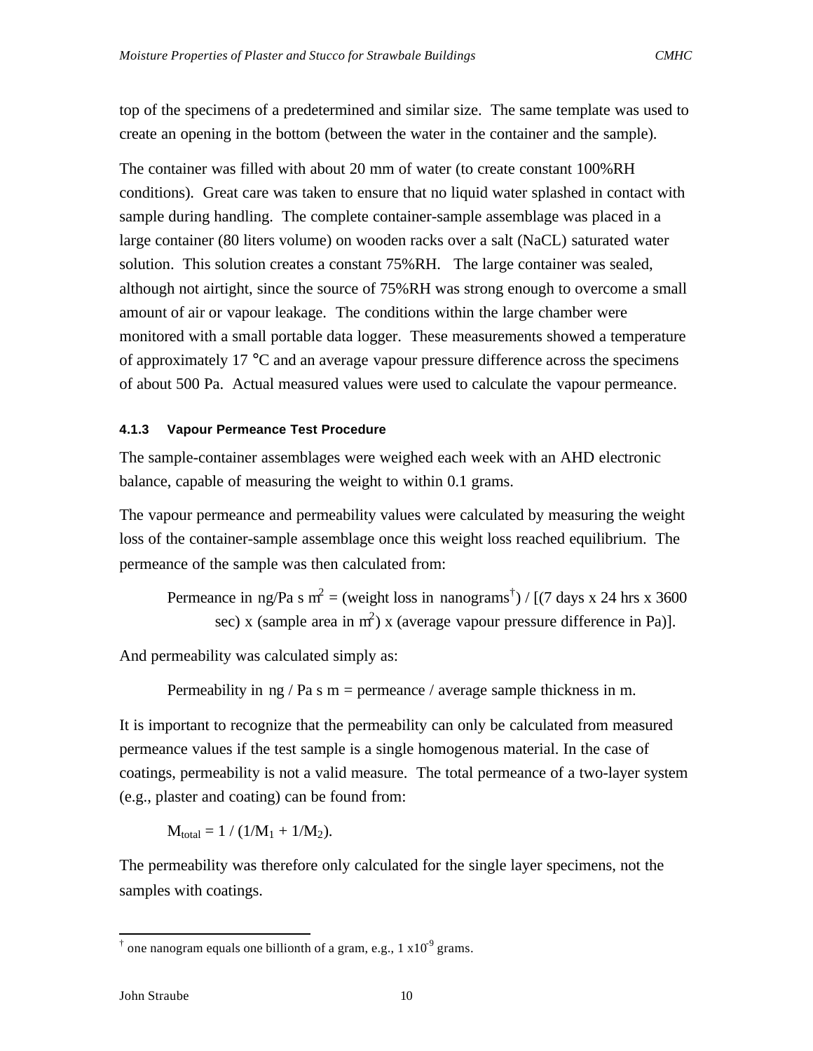top of the specimens of a predetermined and similar size. The same template was used to create an opening in the bottom (between the water in the container and the sample).

The container was filled with about 20 mm of water (to create constant 100%RH conditions). Great care was taken to ensure that no liquid water splashed in contact with sample during handling. The complete container-sample assemblage was placed in a large container (80 liters volume) on wooden racks over a salt (NaCL) saturated water solution. This solution creates a constant 75%RH. The large container was sealed, although not airtight, since the source of 75%RH was strong enough to overcome a small amount of air or vapour leakage. The conditions within the large chamber were monitored with a small portable data logger. These measurements showed a temperature of approximately 17 °C and an average vapour pressure difference across the specimens of about 500 Pa. Actual measured values were used to calculate the vapour permeance.

#### 4.1.3 Vapour Permeance Test Procedure

The sample-container assemblages were weighed each week with an AHD electronic balance, capable of measuring the weight to within 0.1 grams.

The vapour permeance and permeability values were calculated by measuring the weight loss of the container-sample assemblage once this weight loss reached equilibrium. The permeance of the sample was then calculated from:

> Permeance in ng/Pa s $m^2$ = (weight loss in nanograms[†]) / [(7 days x 24 hrs x 3600 sec) x (sample area in $m^2$) x (average vapour pressure difference in Pa)].

And permeability was calculated simply as:

> Permeability in ng / Pa s m = permeance / average sample thickness in m.

It is important to recognize that the permeability can only be calculated from measured permeance values if the test sample is a single homogenous material. In the case of coatings, permeability is not a valid measure. The total permeance of a two-layer system (e.g., plaster and coating) can be found from:

$$M_{total} = 1 / (1/M_1 + 1/M_2).$$

The permeability was therefore only calculated for the single layer specimens, not the samples with coatings.

---

[†] one nanogram equals one billionth of a gram, e.g., 1 x$10^{-9}$ grams.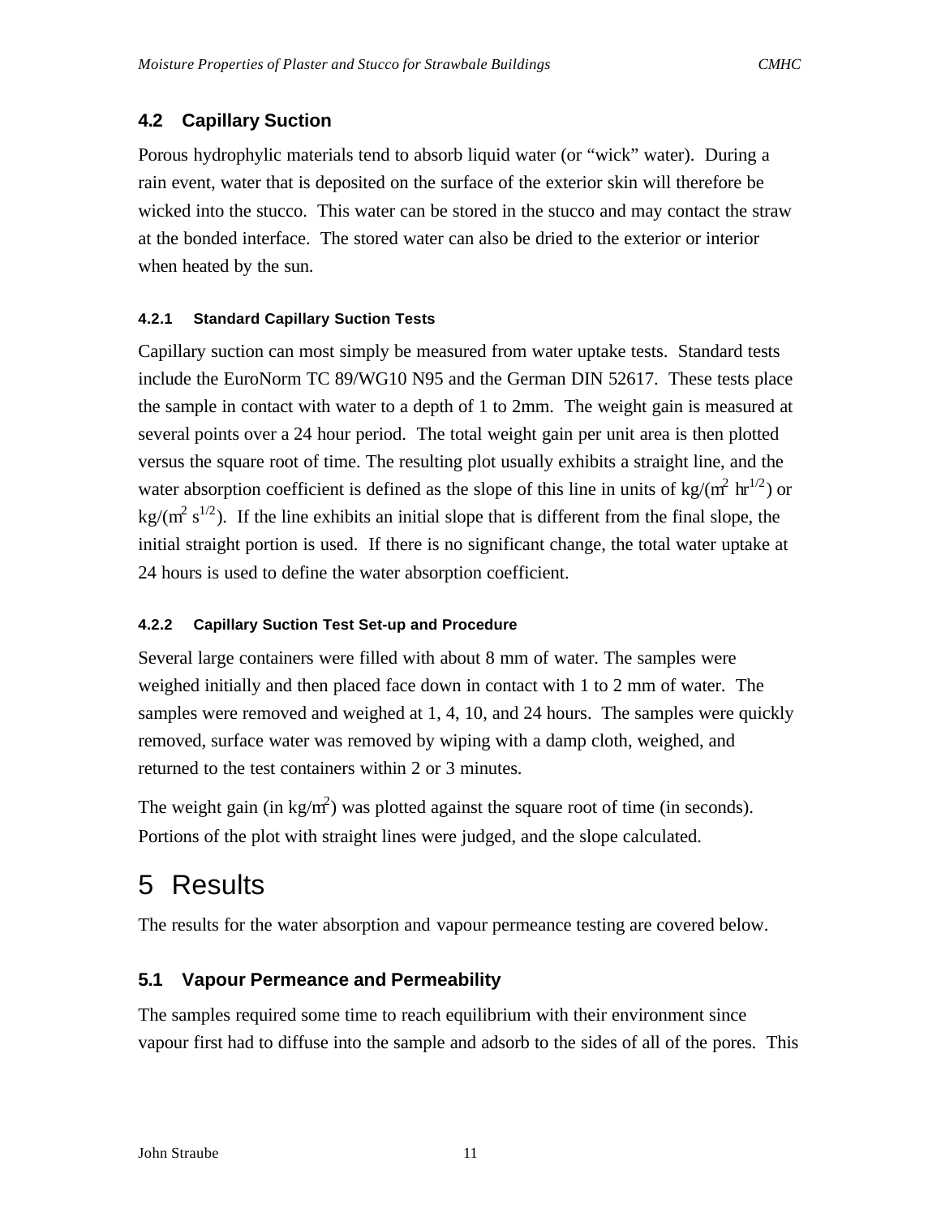## 4.2 Capillary Suction

Porous hydrophylic materials tend to absorb liquid water (or "wick" water). During a rain event, water that is deposited on the surface of the exterior skin will therefore be wicked into the stucco. This water can be stored in the stucco and may contact the straw at the bonded interface. The stored water can also be dried to the exterior or interior when heated by the sun.

### 4.2.1 Standard Capillary Suction Tests

Capillary suction can most simply be measured from water uptake tests. Standard tests include the EuroNorm TC 89/WG10 N95 and the German DIN 52617. These tests place the sample in contact with water to a depth of 1 to 2mm. The weight gain is measured at several points over a 24 hour period. The total weight gain per unit area is then plotted versus the square root of time. The resulting plot usually exhibits a straight line, and the water absorption coefficient is defined as the slope of this line in units of $kg/(m^2\ hr^{1/2})$ or $kg/(m^2\ s^{1/2})$. If the line exhibits an initial slope that is different from the final slope, the initial straight portion is used. If there is no significant change, the total water uptake at 24 hours is used to define the water absorption coefficient.

### 4.2.2 Capillary Suction Test Set-up and Procedure

Several large containers were filled with about 8 mm of water. The samples were weighed initially and then placed face down in contact with 1 to 2 mm of water. The samples were removed and weighed at 1, 4, 10, and 24 hours. The samples were quickly removed, surface water was removed by wiping with a damp cloth, weighed, and returned to the test containers within 2 or 3 minutes.

The weight gain (in $kg/m^2$) was plotted against the square root of time (in seconds). Portions of the plot with straight lines were judged, and the slope calculated.

# 5 Results

The results for the water absorption and vapour permeance testing are covered below.

## 5.1 Vapour Permeance and Permeability

The samples required some time to reach equilibrium with their environment since vapour first had to diffuse into the sample and adsorb to the sides of all of the pores. This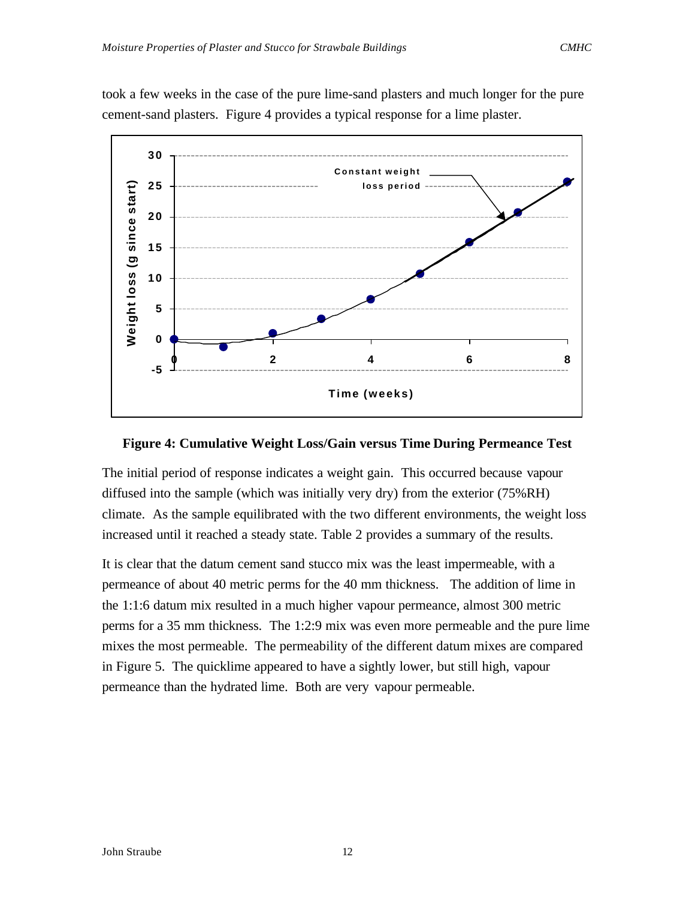took a few weeks in the case of the pure lime-sand plasters and much longer for the pure cement-sand plasters. Figure 4 provides a typical response for a lime plaster.

**Figure 4: Cumulative Weight Loss/Gain versus Time During Permeance Test**

The initial period of response indicates a weight gain. This occurred because vapour diffused into the sample (which was initially very dry) from the exterior (75%RH) climate. As the sample equilibrated with the two different environments, the weight loss increased until it reached a steady state. Table 2 provides a summary of the results.

It is clear that the datum cement sand stucco mix was the least impermeable, with a permeance of about 40 metric perms for the 40 mm thickness. The addition of lime in the 1:1:6 datum mix resulted in a much higher vapour permeance, almost 300 metric perms for a 35 mm thickness. The 1:2:9 mix was even more permeable and the pure lime mixes the most permeable. The permeability of the different datum mixes are compared in Figure 5. The quicklime appeared to have a sightly lower, but still high, vapour permeance than the hydrated lime. Both are very vapour permeable.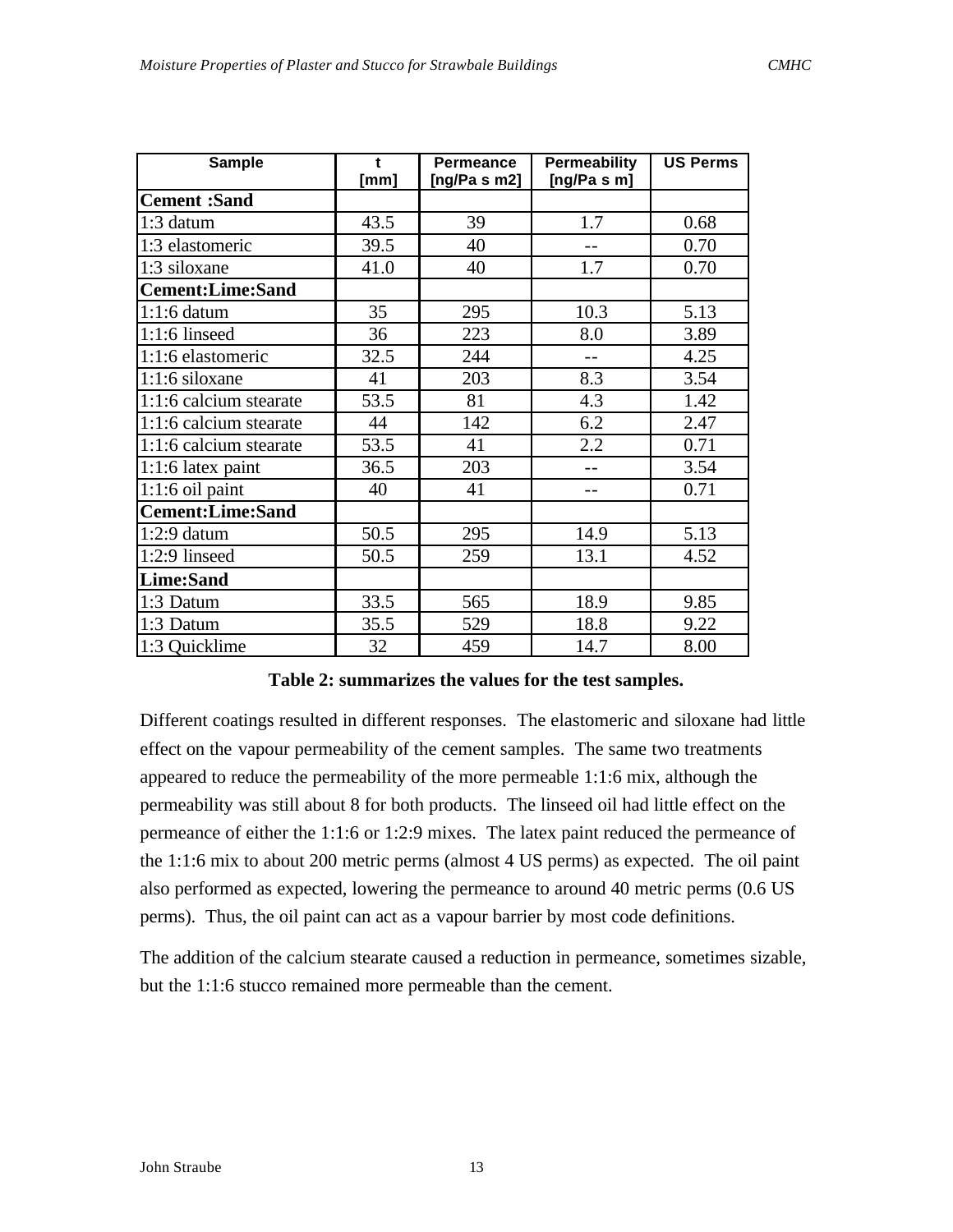| Sample | t [mm] | Permeance [ng/Pa s m2] | Permeability [ng/Pa s m] | US Perms |
|---|---|---|---|---|
| **Cement :Sand** | | | | |
| 1:3 datum | 43.5 | 39 | 1.7 | 0.68 |
| 1:3 elastomeric | 39.5 | 40 | -- | 0.70 |
| 1:3 siloxane | 41.0 | 40 | 1.7 | 0.70 |
| **Cement:Lime:Sand** | | | | |
| 1:1:6 datum | 35 | 295 | 10.3 | 5.13 |
| 1:1:6 linseed | 36 | 223 | 8.0 | 3.89 |
| 1:1:6 elastomeric | 32.5 | 244 | -- | 4.25 |
| 1:1:6 siloxane | 41 | 203 | 8.3 | 3.54 |
| 1:1:6 calcium stearate | 53.5 | 81 | 4.3 | 1.42 |
| 1:1:6 calcium stearate | 44 | 142 | 6.2 | 2.47 |
| 1:1:6 calcium stearate | 53.5 | 41 | 2.2 | 0.71 |
| 1:1:6 latex paint | 36.5 | 203 | -- | 3.54 |
| 1:1:6 oil paint | 40 | 41 | -- | 0.71 |
| **Cement:Lime:Sand** | | | | |
| 1:2:9 datum | 50.5 | 295 | 14.9 | 5.13 |
| 1:2:9 linseed | 50.5 | 259 | 13.1 | 4.52 |
| **Lime:Sand** | | | | |
| 1:3 Datum | 33.5 | 565 | 18.9 | 9.85 |
| 1:3 Datum | 35.5 | 529 | 18.8 | 9.22 |
| 1:3 Quicklime | 32 | 459 | 14.7 | 8.00 |

**Table 2: summarizes the values for the test samples.**

Different coatings resulted in different responses. The elastomeric and siloxane had little effect on the vapour permeability of the cement samples. The same two treatments appeared to reduce the permeability of the more permeable 1:1:6 mix, although the permeability was still about 8 for both products. The linseed oil had little effect on the permeance of either the 1:1:6 or 1:2:9 mixes. The latex paint reduced the permeance of the 1:1:6 mix to about 200 metric perms (almost 4 US perms) as expected. The oil paint also performed as expected, lowering the permeance to around 40 metric perms (0.6 US perms). Thus, the oil paint can act as a vapour barrier by most code definitions.

The addition of the calcium stearate caused a reduction in permeance, sometimes sizable, but the 1:1:6 stucco remained more permeable than the cement.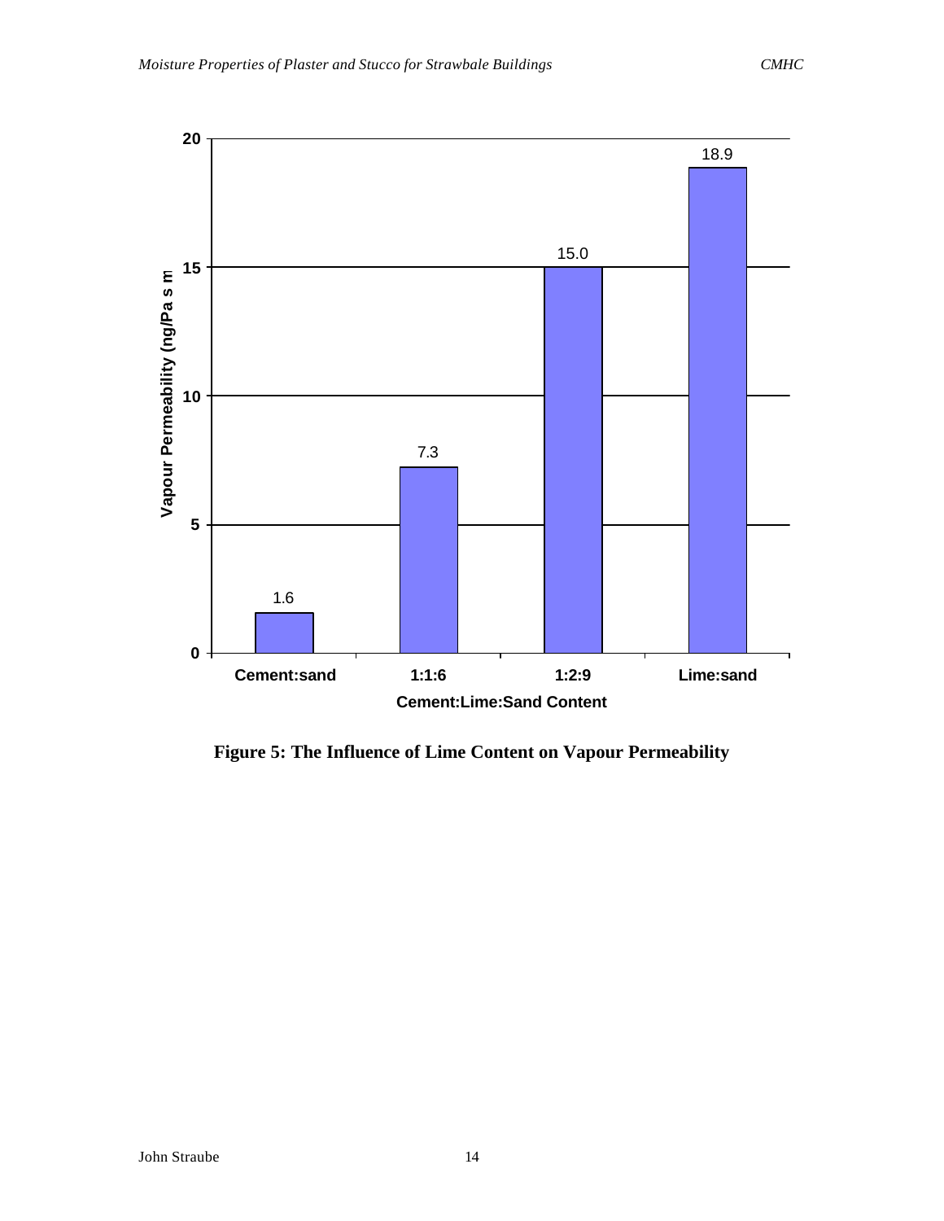| Cement:Lime:Sand Content | Vapour Permeability (ng/Pa s m) |
|---|---|
| Cement:sand | 1.6 |
| 1:1:6 | 7.3 |
| 1:2:9 | 15.0 |
| Lime:sand | 18.9 |

**Figure 5: The Influence of Lime Content on Vapour Permeability**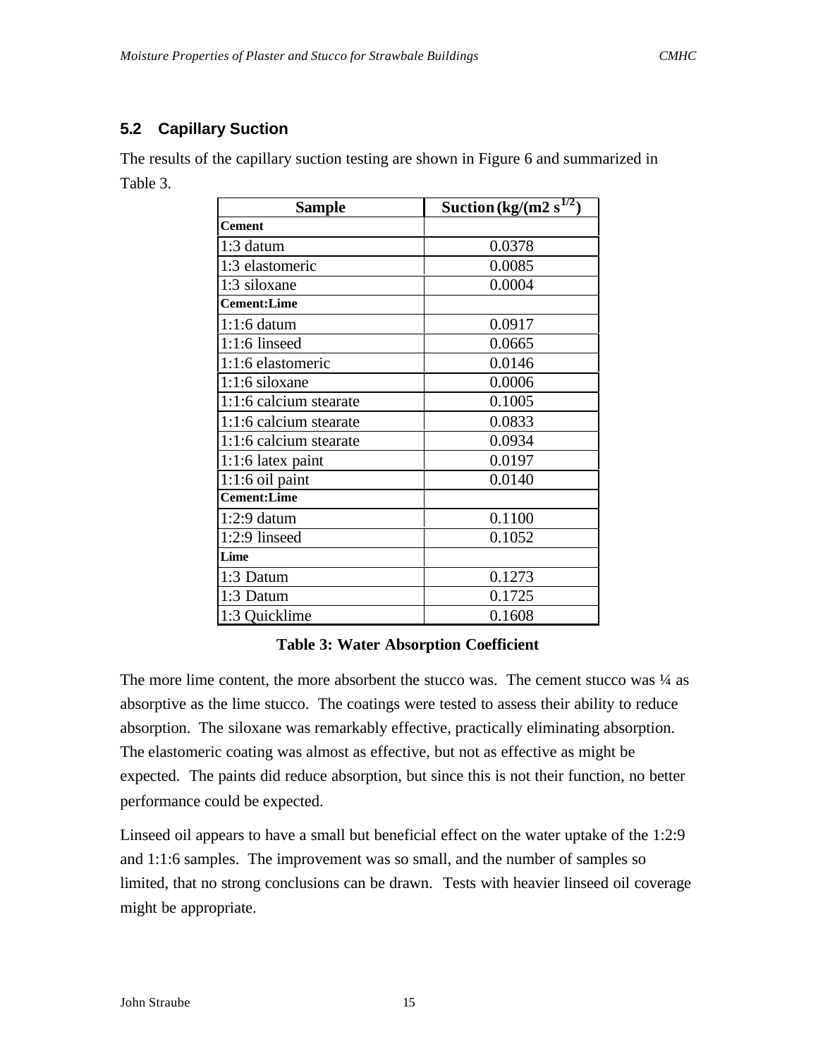## 5.2 Capillary Suction

The results of the capillary suction testing are shown in Figure 6 and summarized in Table 3.

| Sample | Suction (kg/(m2 $s^{1/2}$) |
|---|---|
| **Cement** | |
| 1:3 datum | 0.0378 |
| 1:3 elastomeric | 0.0085 |
| 1:3 siloxane | 0.0004 |
| **Cement:Lime** | |
| 1:1:6 datum | 0.0917 |
| 1:1:6 linseed | 0.0665 |
| 1:1:6 elastomeric | 0.0146 |
| 1:1:6 siloxane | 0.0006 |
| 1:1:6 calcium stearate | 0.1005 |
| 1:1:6 calcium stearate | 0.0833 |
| 1:1:6 calcium stearate | 0.0934 |
| 1:1:6 latex paint | 0.0197 |
| 1:1:6 oil paint | 0.0140 |
| **Cement:Lime** | |
| 1:2:9 datum | 0.1100 |
| 1:2:9 linseed | 0.1052 |
| **Lime** | |
| 1:3 Datum | 0.1273 |
| 1:3 Datum | 0.1725 |
| 1:3 Quicklime | 0.1608 |

**Table 3: Water Absorption Coefficient**

The more lime content, the more absorbent the stucco was. The cement stucco was ¼ as absorptive as the lime stucco. The coatings were tested to assess their ability to reduce absorption. The siloxane was remarkably effective, practically eliminating absorption. The elastomeric coating was almost as effective, but not as effective as might be expected. The paints did reduce absorption, but since this is not their function, no better performance could be expected.

Linseed oil appears to have a small but beneficial effect on the water uptake of the 1:2:9 and 1:1:6 samples. The improvement was so small, and the number of samples so limited, that no strong conclusions can be drawn. Tests with heavier linseed oil coverage might be appropriate.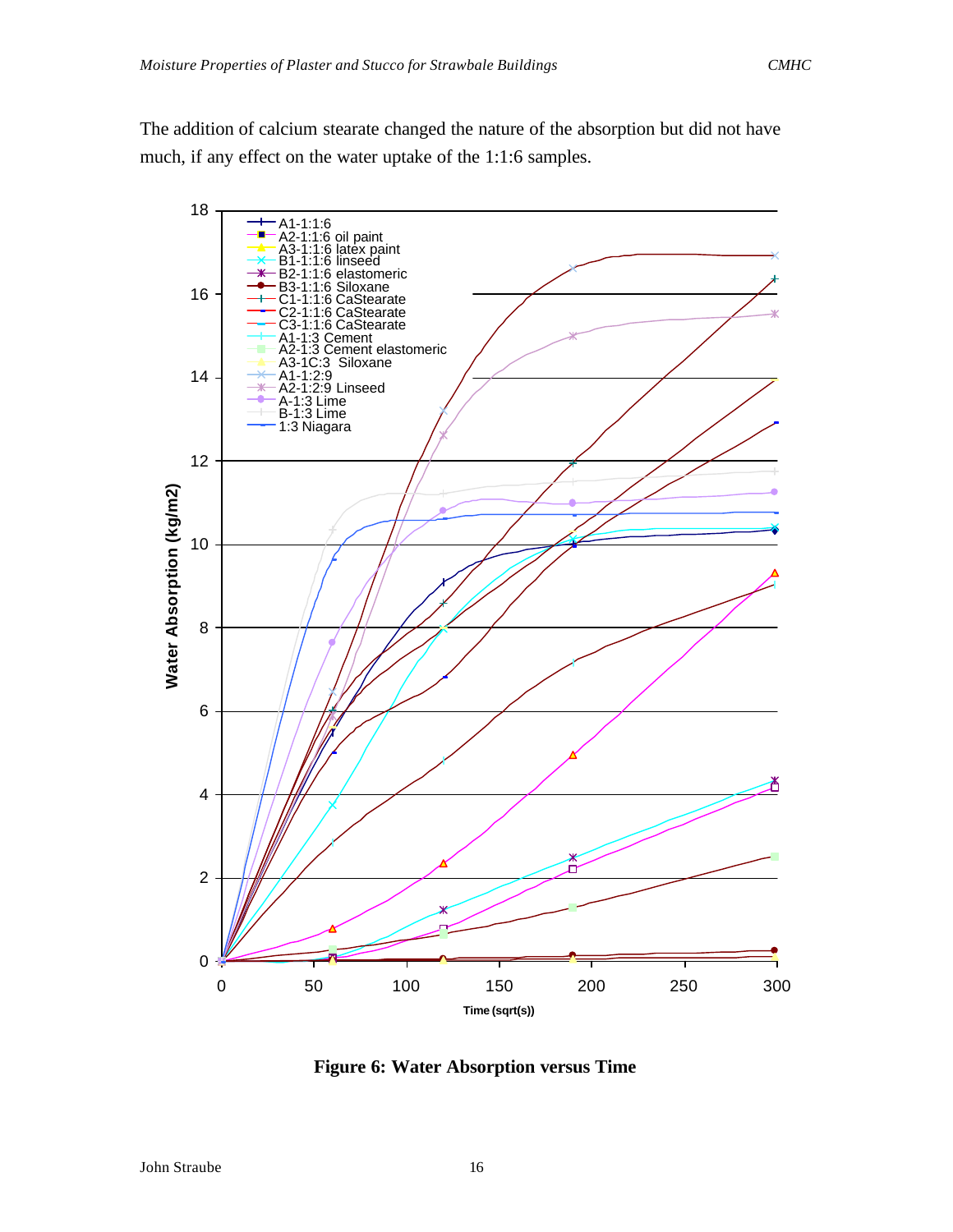The addition of calcium stearate changed the nature of the absorption but did not have much, if any effect on the water uptake of the 1:1:6 samples.

**Figure 6: Water Absorption versus Time**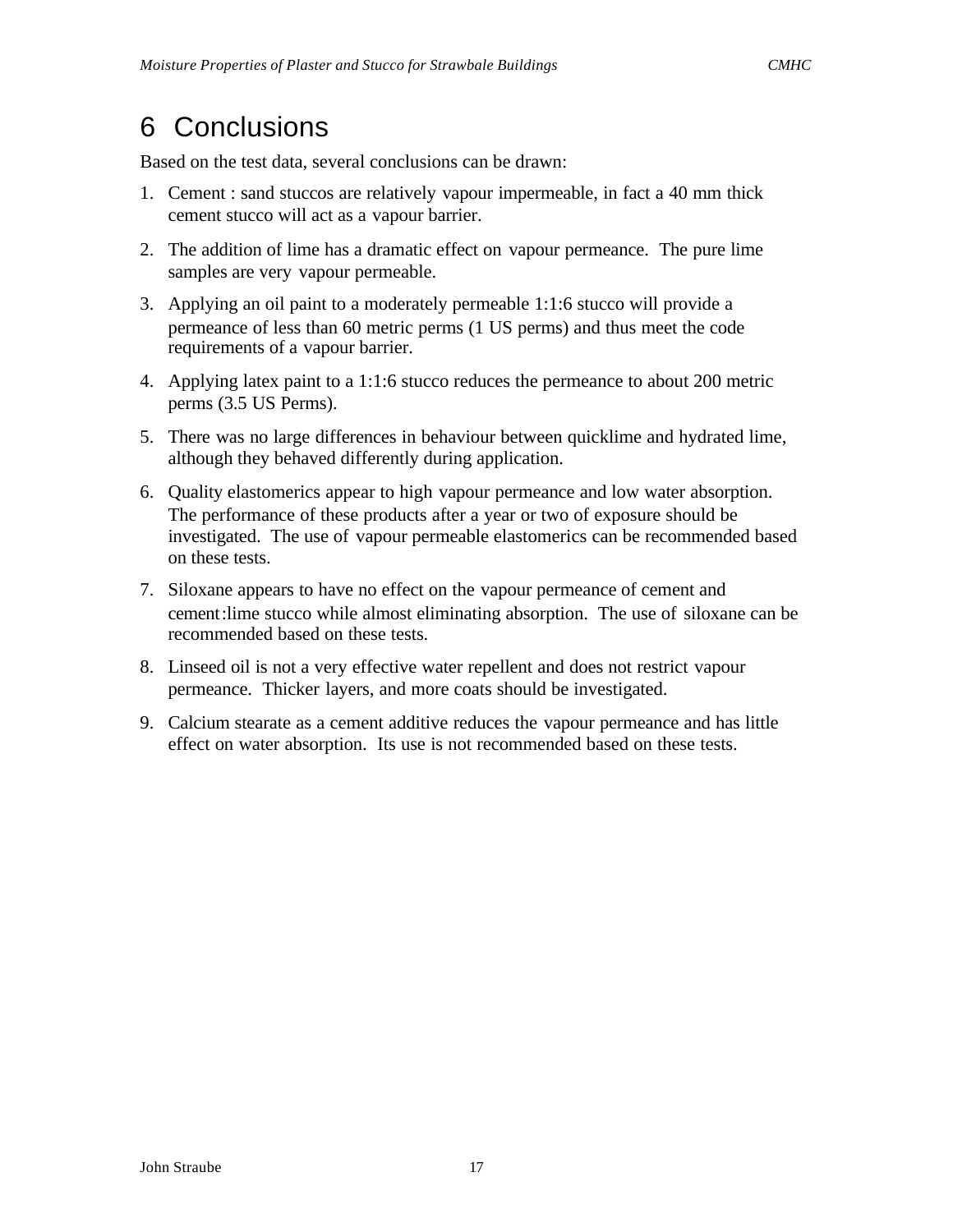# 6 Conclusions

Based on the test data, several conclusions can be drawn:

1. Cement : sand stuccos are relatively vapour impermeable, in fact a 40 mm thick cement stucco will act as a vapour barrier.
2. The addition of lime has a dramatic effect on vapour permeance. The pure lime samples are very vapour permeable.
3. Applying an oil paint to a moderately permeable 1:1:6 stucco will provide a permeance of less than 60 metric perms (1 US perms) and thus meet the code requirements of a vapour barrier.
4. Applying latex paint to a 1:1:6 stucco reduces the permeance to about 200 metric perms (3.5 US Perms).
5. There was no large differences in behaviour between quicklime and hydrated lime, although they behaved differently during application.
6. Quality elastomerics appear to high vapour permeance and low water absorption. The performance of these products after a year or two of exposure should be investigated. The use of vapour permeable elastomerics can be recommended based on these tests.
7. Siloxane appears to have no effect on the vapour permeance of cement and cement:lime stucco while almost eliminating absorption. The use of siloxane can be recommended based on these tests.
8. Linseed oil is not a very effective water repellent and does not restrict vapour permeance. Thicker layers, and more coats should be investigated.
9. Calcium stearate as a cement additive reduces the vapour permeance and has little effect on water absorption. Its use is not recommended based on these tests.